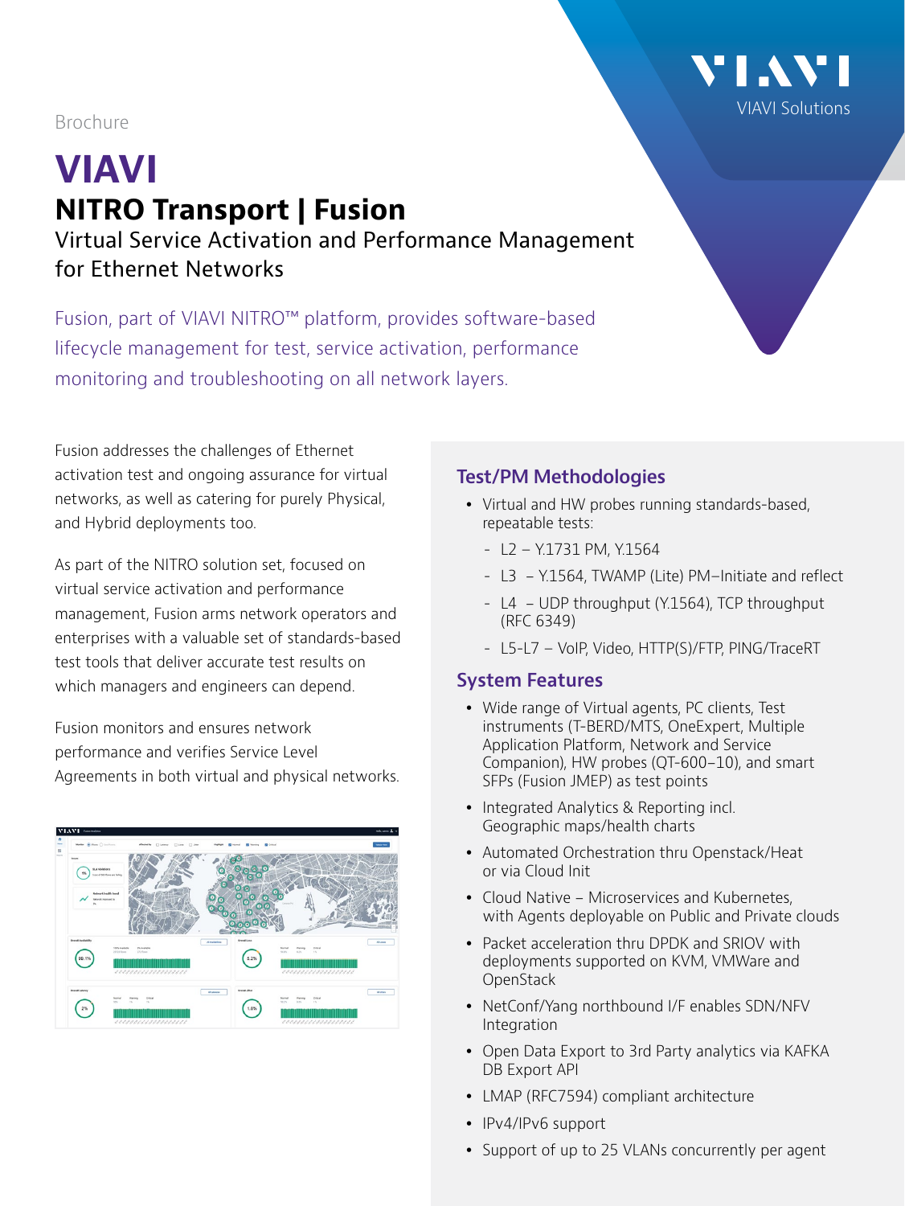Brochure

# VIAVI

## NITRO Transport | Fusion

Virtual Service Activation and Performance Management for Ethernet Networks

Fusion, part of VIAVI NITRO™ platform, provides software-based lifecycle management for test, service activation, performance monitoring and troubleshooting on all network layers.

Fusion addresses the challenges of Ethernet activation test and ongoing assurance for virtual networks, as well as catering for purely Physical, and Hybrid deployments too.

As part of the NITRO solution set, focused on virtual service activation and performance management, Fusion arms network operators and enterprises with a valuable set of standards-based test tools that deliver accurate test results on which managers and engineers can depend.

Fusion monitors and ensures network performance and verifies Service Level Agreements in both virtual and physical networks.

### Test/PM Methodologies

- Virtual and HW probes running standards-based, repeatable tests:
  - L2 – Y.1731 PM, Y.1564
  - L3 – Y.1564, TWAMP (Lite) PM–Initiate and reflect
  - L4 – UDP throughput (Y.1564), TCP throughput (RFC 6349)
  - L5-L7 – VoIP, Video, HTTP(S)/FTP, PING/TraceRT

### System Features

- Wide range of Virtual agents, PC clients, Test instruments (T-BERD/MTS, OneExpert, Multiple Application Platform, Network and Service Companion), HW probes (QT-600–10), and smart SFPs (Fusion JMEP) as test points
- Integrated Analytics & Reporting incl. Geographic maps/health charts
- Automated Orchestration thru Openstack/Heat or via Cloud Init
- Cloud Native – Microservices and Kubernetes, with Agents deployable on Public and Private clouds
- Packet acceleration thru DPDK and SRIOV with deployments supported on KVM, VMWare and OpenStack
- NetConf/Yang northbound I/F enables SDN/NFV Integration
- Open Data Export to 3rd Party analytics via KAFKA DB Export API
- LMAP (RFC7594) compliant architecture
- IPv4/IPv6 support
- Support of up to 25 VLANs concurrently per agent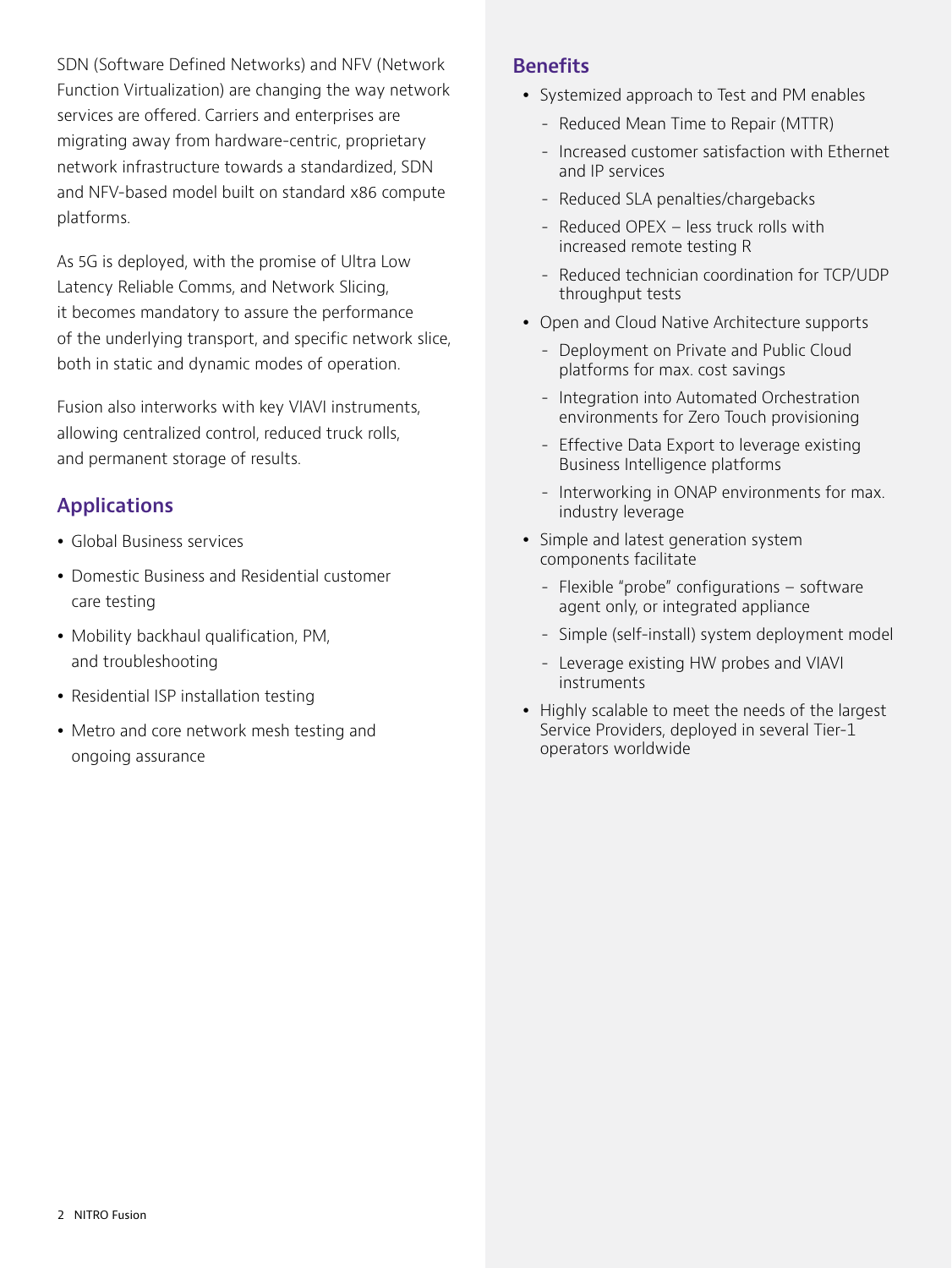SDN (Software Defined Networks) and NFV (Network Function Virtualization) are changing the way network services are offered. Carriers and enterprises are migrating away from hardware-centric, proprietary network infrastructure towards a standardized, SDN and NFV-based model built on standard x86 compute platforms.

As 5G is deployed, with the promise of Ultra Low Latency Reliable Comms, and Network Slicing, it becomes mandatory to assure the performance of the underlying transport, and specific network slice, both in static and dynamic modes of operation.

Fusion also interworks with key VIAVI instruments, allowing centralized control, reduced truck rolls, and permanent storage of results.

## Applications

- Global Business services
- Domestic Business and Residential customer care testing
- Mobility backhaul qualification, PM, and troubleshooting
- Residential ISP installation testing
- Metro and core network mesh testing and ongoing assurance

## Benefits

- Systemized approach to Test and PM enables
  - Reduced Mean Time to Repair (MTTR)
  - Increased customer satisfaction with Ethernet and IP services
  - Reduced SLA penalties/chargebacks
  - Reduced OPEX – less truck rolls with increased remote testing R
  - Reduced technician coordination for TCP/UDP throughput tests
- Open and Cloud Native Architecture supports
  - Deployment on Private and Public Cloud platforms for max. cost savings
  - Integration into Automated Orchestration environments for Zero Touch provisioning
  - Effective Data Export to leverage existing Business Intelligence platforms
  - Interworking in ONAP environments for max. industry leverage
- Simple and latest generation system components facilitate
  - Flexible "probe" configurations – software agent only, or integrated appliance
  - Simple (self-install) system deployment model
  - Leverage existing HW probes and VIAVI instruments
- Highly scalable to meet the needs of the largest Service Providers, deployed in several Tier-1 operators worldwide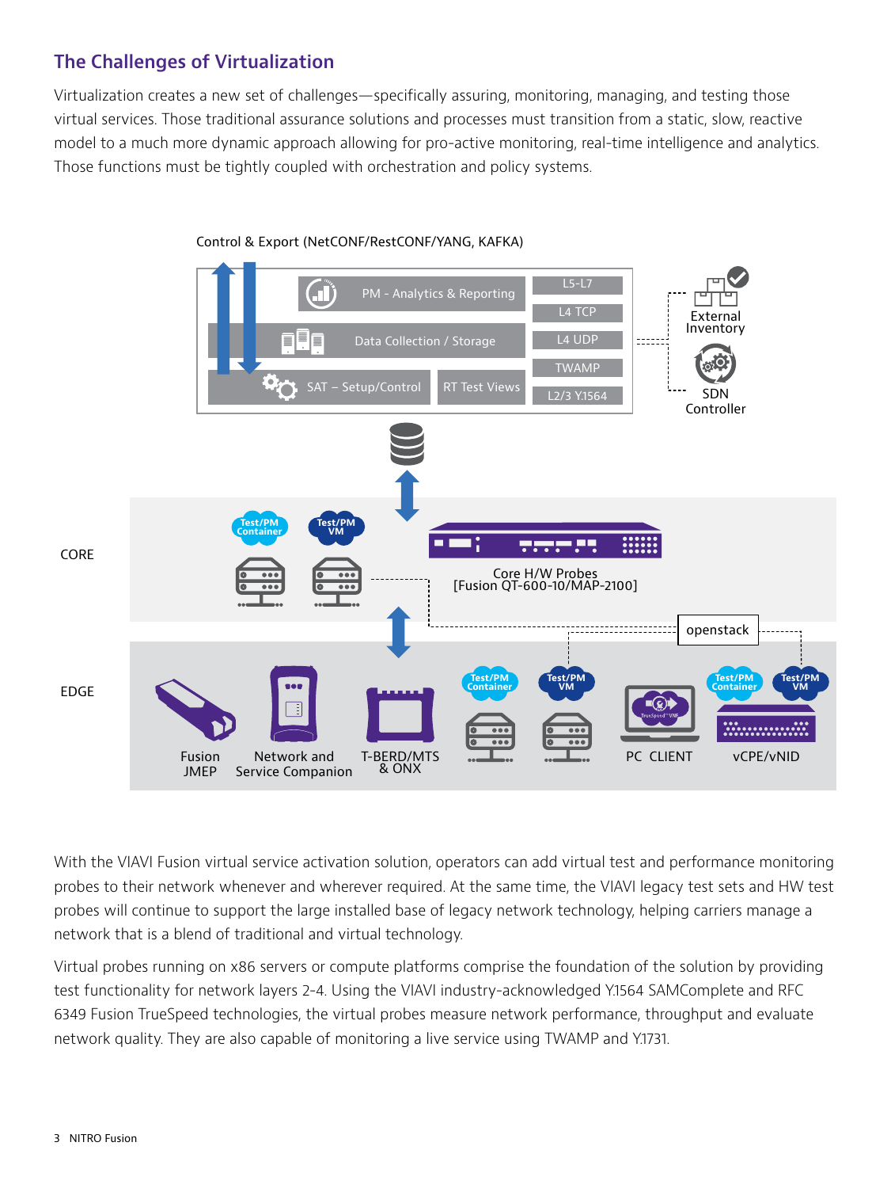## The Challenges of Virtualization

Virtualization creates a new set of challenges—specifically assuring, monitoring, managing, and testing those virtual services. Those traditional assurance solutions and processes must transition from a static, slow, reactive model to a much more dynamic approach allowing for pro-active monitoring, real-time intelligence and analytics. Those functions must be tightly coupled with orchestration and policy systems.

Control & Export (NetCONF/RestCONF/YANG, KAFKA)

PM - Analytics & Reporting

Data Collection / Storage

SAT – Setup/Control

RT Test Views

L5-L7

L4 TCP

L4 UDP

TWAMP

L2/3 Y.1564

External Inventory

SDN Controller

CORE

Test/PM Container

Test/PM VM

Core H/W Probes [Fusion QT-600-10/MAP-2100]

openstack

EDGE

Fusion JMEP

Network and Service Companion

T-BERD/MTS & ONX

Test/PM Container

Test/PM VM

PC CLIENT

Test/PM Container

Test/PM VM

vCPE/vNID

With the VIAVI Fusion virtual service activation solution, operators can add virtual test and performance monitoring probes to their network whenever and wherever required. At the same time, the VIAVI legacy test sets and HW test probes will continue to support the large installed base of legacy network technology, helping carriers manage a network that is a blend of traditional and virtual technology.

Virtual probes running on x86 servers or compute platforms comprise the foundation of the solution by providing test functionality for network layers 2-4. Using the VIAVI industry-acknowledged Y.1564 SAMComplete and RFC 6349 Fusion TrueSpeed technologies, the virtual probes measure network performance, throughput and evaluate network quality. They are also capable of monitoring a live service using TWAMP and Y.1731.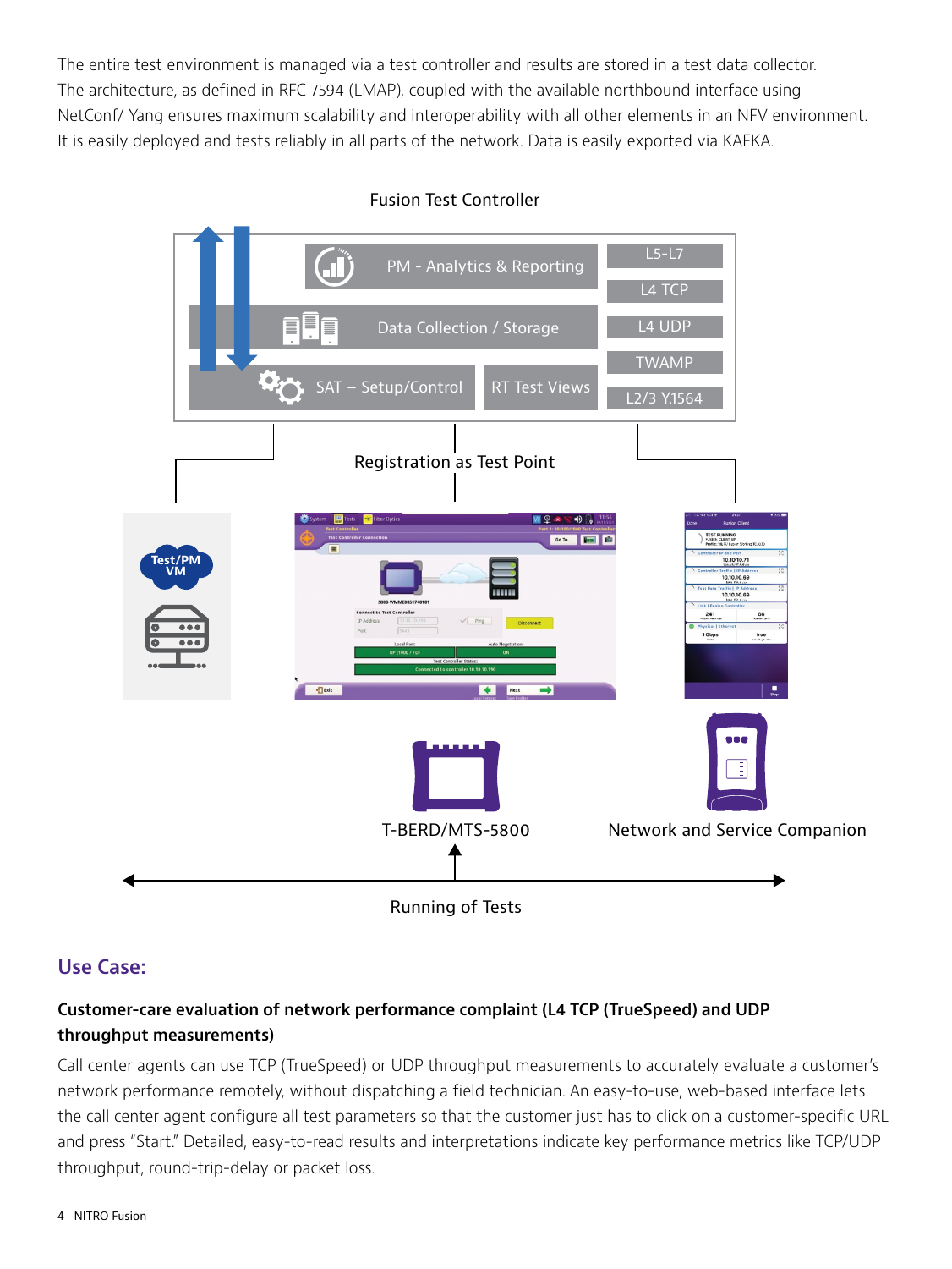The entire test environment is managed via a test controller and results are stored in a test data collector. The architecture, as defined in RFC 7594 (LMAP), coupled with the available northbound interface using NetConf/ Yang ensures maximum scalability and interoperability with all other elements in an NFV environment. It is easily deployed and tests reliably in all parts of the network. Data is easily exported via KAFKA.

Fusion Test Controller

PM - Analytics & Reporting

Data Collection / Storage

SAT – Setup/Control

RT Test Views

L5-L7

L4 TCP

L4 UDP

TWAMP

L2/3 Y.1564

Registration as Test Point

Test/PM VM

T-BERD/MTS-5800

Network and Service Companion

Running of Tests

## Use Case:

### Customer-care evaluation of network performance complaint (L4 TCP (TrueSpeed) and UDP throughput measurements)

Call center agents can use TCP (TrueSpeed) or UDP throughput measurements to accurately evaluate a customer's network performance remotely, without dispatching a field technician. An easy-to-use, web-based interface lets the call center agent configure all test parameters so that the customer just has to click on a customer-specific URL and press "Start." Detailed, easy-to-read results and interpretations indicate key performance metrics like TCP/UDP throughput, round-trip-delay or packet loss.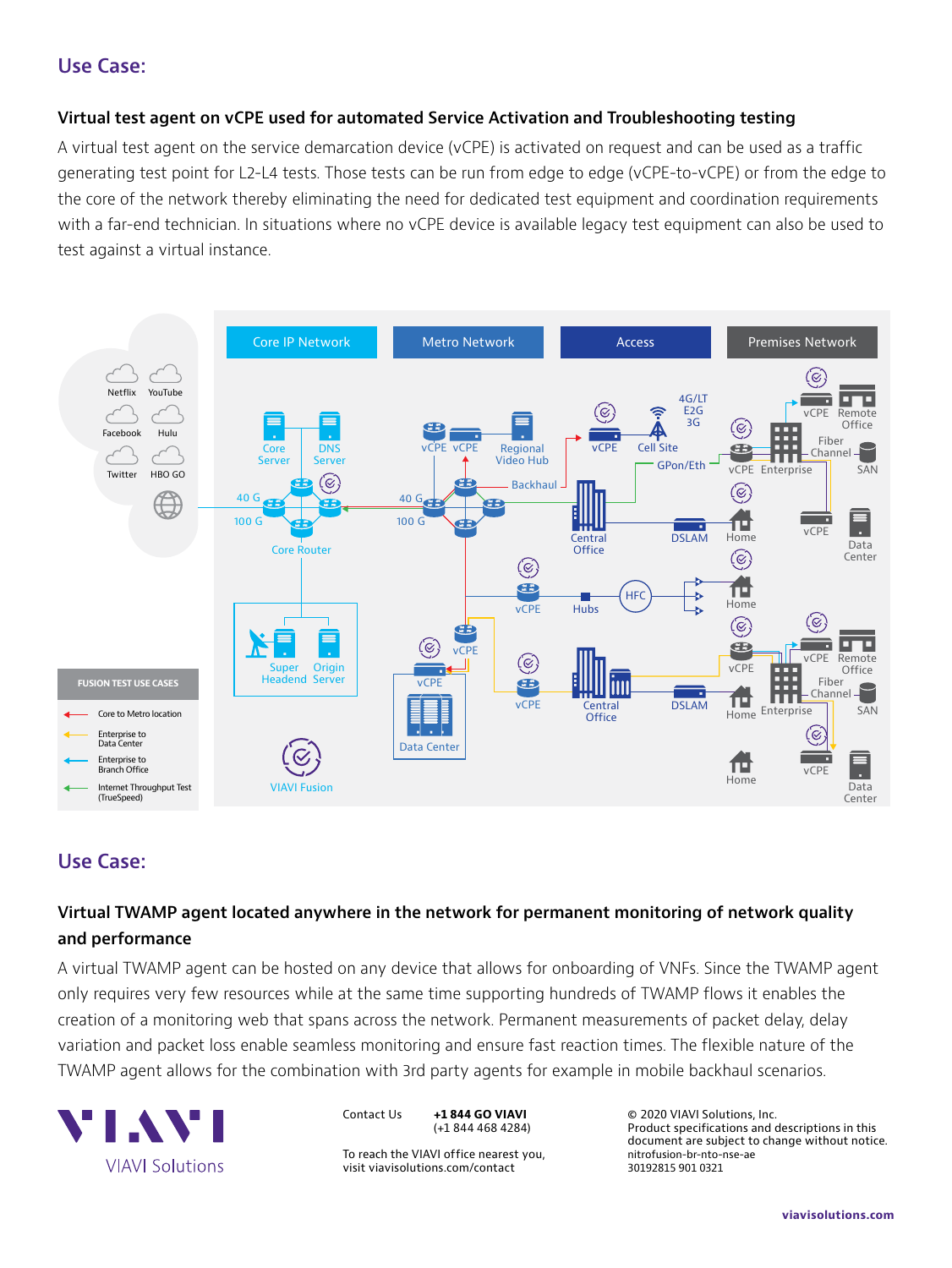## Use Case:

### Virtual test agent on vCPE used for automated Service Activation and Troubleshooting testing

A virtual test agent on the service demarcation device (vCPE) is activated on request and can be used as a traffic generating test point for L2-L4 tests. Those tests can be run from edge to edge (vCPE-to-vCPE) or from the edge to the core of the network thereby eliminating the need for dedicated test equipment and coordination requirements with a far-end technician. In situations where no vCPE device is available legacy test equipment can also be used to test against a virtual instance.

Netflix
YouTube
Facebook
Hulu
Twitter
HBO GO

Core IP Network
Metro Network
Access
Premises Network

Core Server
DNS Server
40 G
100 G
Core Router
Super Headend
Origin Server
vCPE
Regional Video Hub
Backhaul
Central Office
Cell Site
4G/LT E2G 3G
GPon/Eth
DSLAM
Home
Enterprise
Remote Office
Fiber Channel
SAN
Data Center
Hubs
HFC
VIAVI Fusion

FUSION TEST USE CASES
Core to Metro location
Enterprise to Data Center
Enterprise to Branch Office
Internet Throughput Test (TrueSpeed)

## Use Case:

### Virtual TWAMP agent located anywhere in the network for permanent monitoring of network quality and performance

A virtual TWAMP agent can be hosted on any device that allows for onboarding of VNFs. Since the TWAMP agent only requires very few resources while at the same time supporting hundreds of TWAMP flows it enables the creation of a monitoring web that spans across the network. Permanent measurements of packet delay, delay variation and packet loss enable seamless monitoring and ensure fast reaction times. The flexible nature of the TWAMP agent allows for the combination with 3rd party agents for example in mobile backhaul scenarios.

VIAVI Solutions

Contact Us **+1 844 GO VIAVI** (+1 844 468 4284)

To reach the VIAVI office nearest you, visit viavisolutions.com/contact

© 2020 VIAVI Solutions, Inc.
Product specifications and descriptions in this document are subject to change without notice.
nitrofusion-br-nto-nse-ae
30192815 901 0321

viavisolutions.com